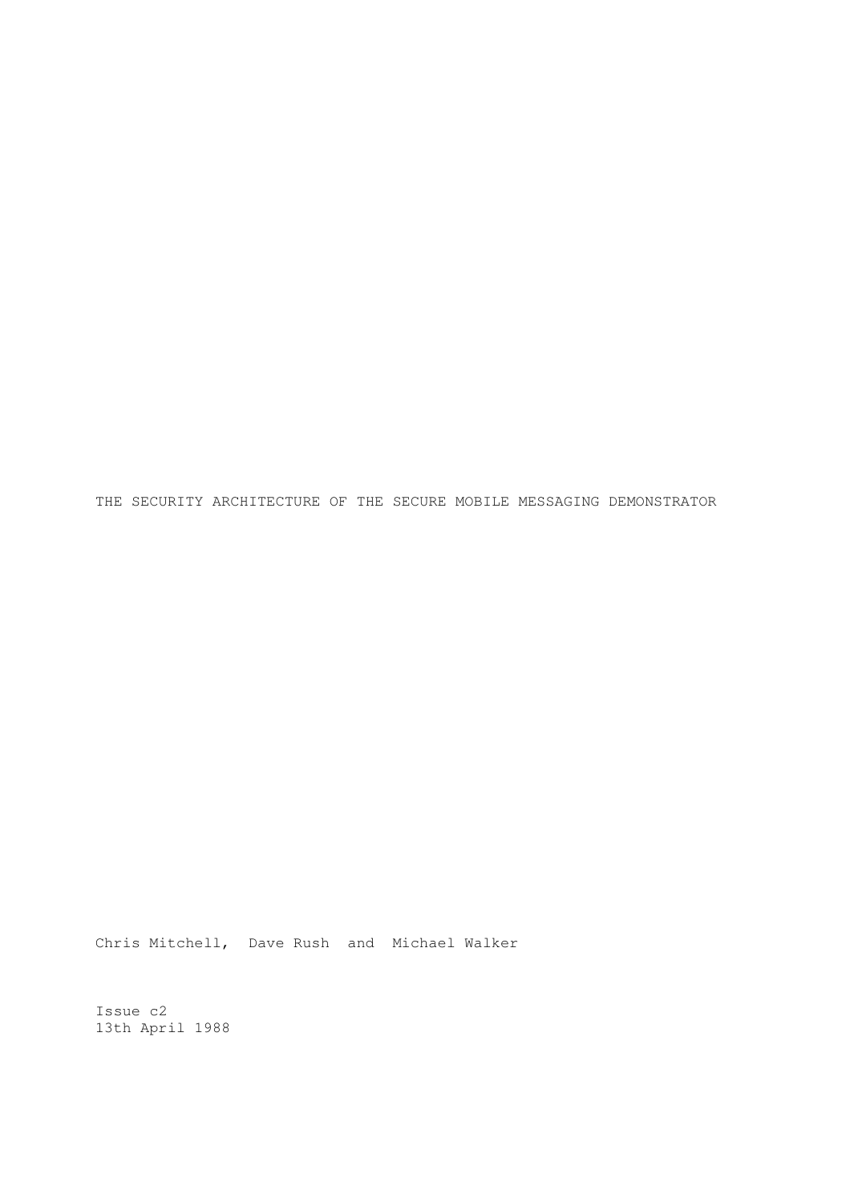# THE SECURITY ARCHITECTURE OF THE SECURE MOBILE MESSAGING DEMONSTRATOR

Chris Mitchell, Dave Rush and Michael Walker

Issue c2
13th April 1988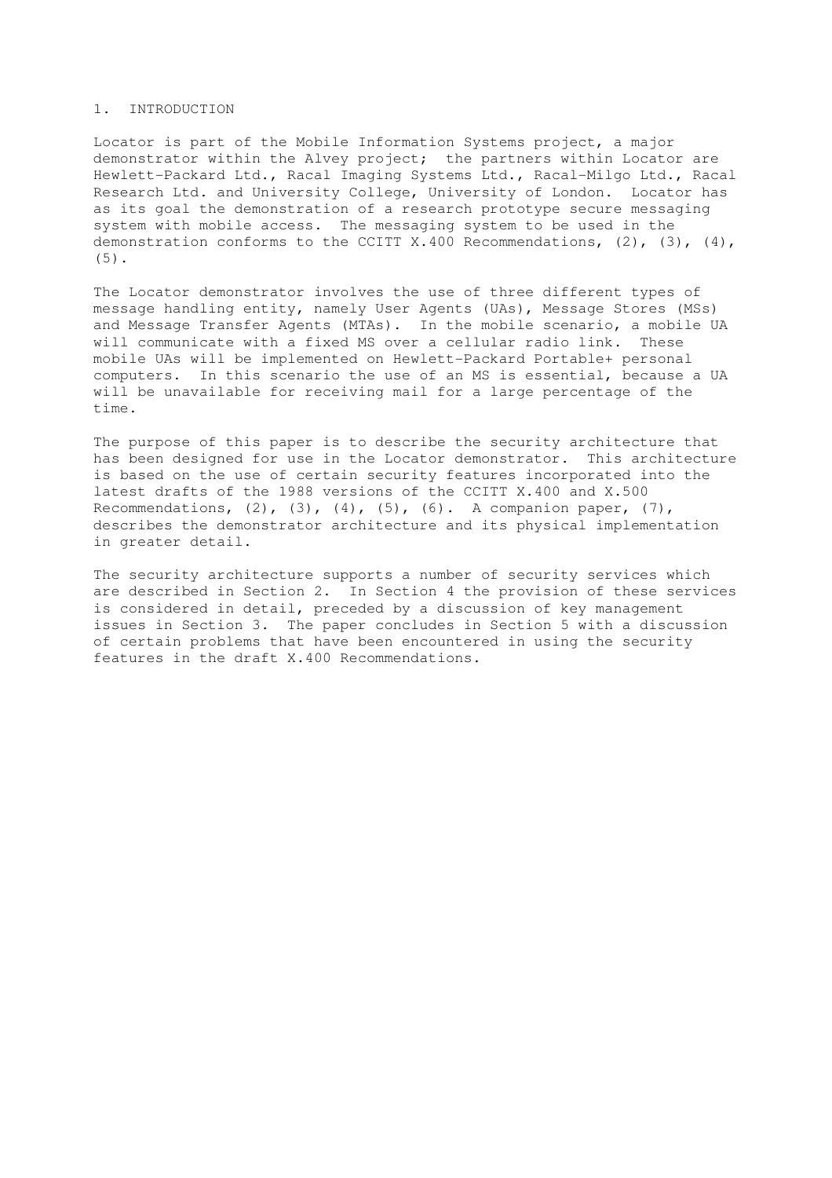# 1. INTRODUCTION

Locator is part of the Mobile Information Systems project, a major demonstrator within the Alvey project; the partners within Locator are Hewlett-Packard Ltd., Racal Imaging Systems Ltd., Racal-Milgo Ltd., Racal Research Ltd. and University College, University of London. Locator has as its goal the demonstration of a research prototype secure messaging system with mobile access. The messaging system to be used in the demonstration conforms to the CCITT X.400 Recommendations, (2), (3), (4), (5).

The Locator demonstrator involves the use of three different types of message handling entity, namely User Agents (UAs), Message Stores (MSs) and Message Transfer Agents (MTAs). In the mobile scenario, a mobile UA will communicate with a fixed MS over a cellular radio link. These mobile UAs will be implemented on Hewlett-Packard Portable+ personal computers. In this scenario the use of an MS is essential, because a UA will be unavailable for receiving mail for a large percentage of the time.

The purpose of this paper is to describe the security architecture that has been designed for use in the Locator demonstrator. This architecture is based on the use of certain security features incorporated into the latest drafts of the 1988 versions of the CCITT X.400 and X.500 Recommendations, (2), (3), (4), (5), (6). A companion paper, (7), describes the demonstrator architecture and its physical implementation in greater detail.

The security architecture supports a number of security services which are described in Section 2. In Section 4 the provision of these services is considered in detail, preceded by a discussion of key management issues in Section 3. The paper concludes in Section 5 with a discussion of certain problems that have been encountered in using the security features in the draft X.400 Recommendations.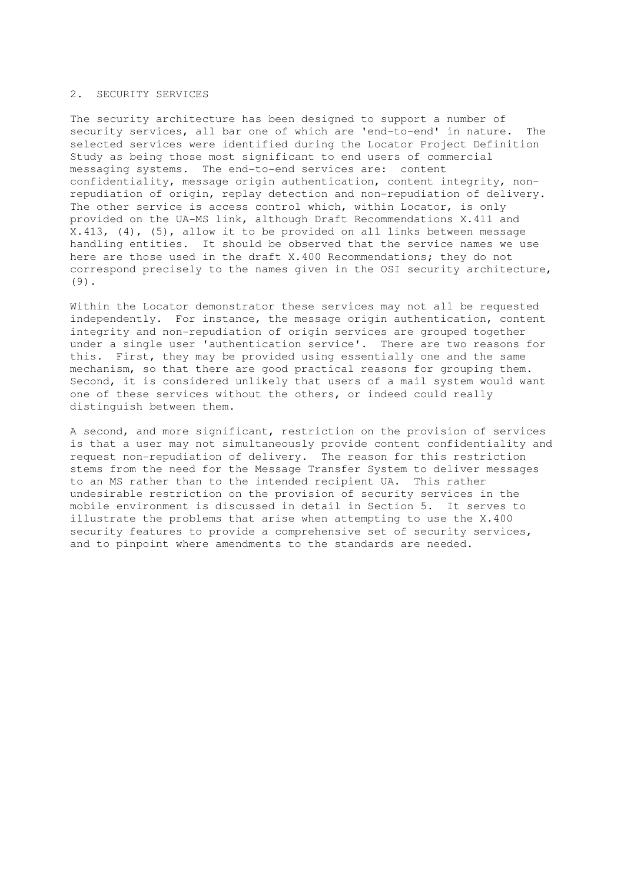## 2. SECURITY SERVICES

The security architecture has been designed to support a number of security services, all bar one of which are 'end-to-end' in nature. The selected services were identified during the Locator Project Definition Study as being those most significant to end users of commercial messaging systems. The end-to-end services are: content confidentiality, message origin authentication, content integrity, non-repudiation of origin, replay detection and non-repudiation of delivery. The other service is access control which, within Locator, is only provided on the UA-MS link, although Draft Recommendations X.411 and X.413, (4), (5), allow it to be provided on all links between message handling entities. It should be observed that the service names we use here are those used in the draft X.400 Recommendations; they do not correspond precisely to the names given in the OSI security architecture, (9).

Within the Locator demonstrator these services may not all be requested independently. For instance, the message origin authentication, content integrity and non-repudiation of origin services are grouped together under a single user 'authentication service'. There are two reasons for this. First, they may be provided using essentially one and the same mechanism, so that there are good practical reasons for grouping them. Second, it is considered unlikely that users of a mail system would want one of these services without the others, or indeed could really distinguish between them.

A second, and more significant, restriction on the provision of services is that a user may not simultaneously provide content confidentiality and request non-repudiation of delivery. The reason for this restriction stems from the need for the Message Transfer System to deliver messages to an MS rather than to the intended recipient UA. This rather undesirable restriction on the provision of security services in the mobile environment is discussed in detail in Section 5. It serves to illustrate the problems that arise when attempting to use the X.400 security features to provide a comprehensive set of security services, and to pinpoint where amendments to the standards are needed.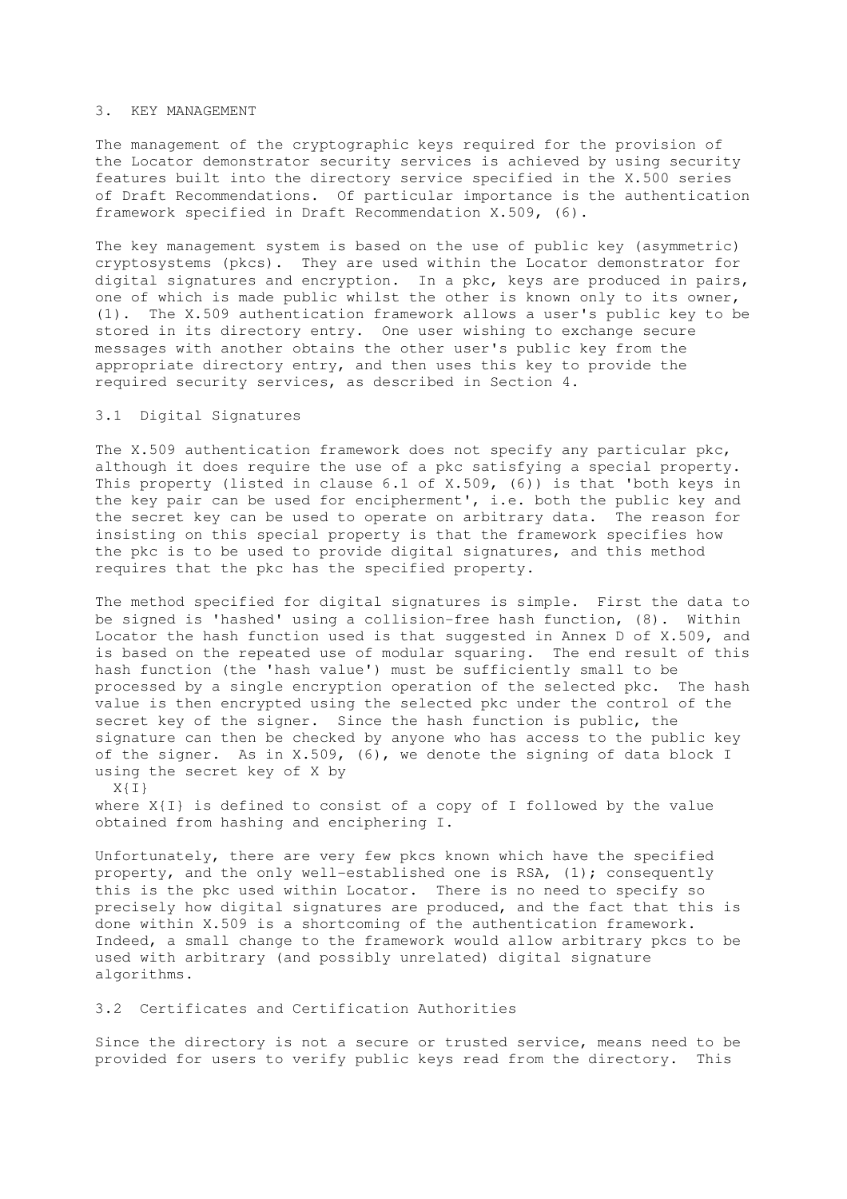## 3. KEY MANAGEMENT

The management of the cryptographic keys required for the provision of the Locator demonstrator security services is achieved by using security features built into the directory service specified in the X.500 series of Draft Recommendations. Of particular importance is the authentication framework specified in Draft Recommendation X.509, (6).

The key management system is based on the use of public key (asymmetric) cryptosystems (pkcs). They are used within the Locator demonstrator for digital signatures and encryption. In a pkc, keys are produced in pairs, one of which is made public whilst the other is known only to its owner, (1). The X.509 authentication framework allows a user's public key to be stored in its directory entry. One user wishing to exchange secure messages with another obtains the other user's public key from the appropriate directory entry, and then uses this key to provide the required security services, as described in Section 4.

### 3.1 Digital Signatures

The X.509 authentication framework does not specify any particular pkc, although it does require the use of a pkc satisfying a special property. This property (listed in clause 6.1 of X.509, (6)) is that 'both keys in the key pair can be used for encipherment', i.e. both the public key and the secret key can be used to operate on arbitrary data. The reason for insisting on this special property is that the framework specifies how the pkc is to be used to provide digital signatures, and this method requires that the pkc has the specified property.

The method specified for digital signatures is simple. First the data to be signed is 'hashed' using a collision-free hash function, (8). Within Locator the hash function used is that suggested in Annex D of X.509, and is based on the repeated use of modular squaring. The end result of this hash function (the 'hash value') must be sufficiently small to be processed by a single encryption operation of the selected pkc. The hash value is then encrypted using the selected pkc under the control of the secret key of the signer. Since the hash function is public, the signature can then be checked by anyone who has access to the public key of the signer. As in X.509, (6), we denote the signing of data block I using the secret key of X by

X{I}

where X{I} is defined to consist of a copy of I followed by the value obtained from hashing and enciphering I.

Unfortunately, there are very few pkcs known which have the specified property, and the only well-established one is RSA, (1); consequently this is the pkc used within Locator. There is no need to specify so precisely how digital signatures are produced, and the fact that this is done within X.509 is a shortcoming of the authentication framework. Indeed, a small change to the framework would allow arbitrary pkcs to be used with arbitrary (and possibly unrelated) digital signature algorithms.

### 3.2 Certificates and Certification Authorities

Since the directory is not a secure or trusted service, means need to be provided for users to verify public keys read from the directory. This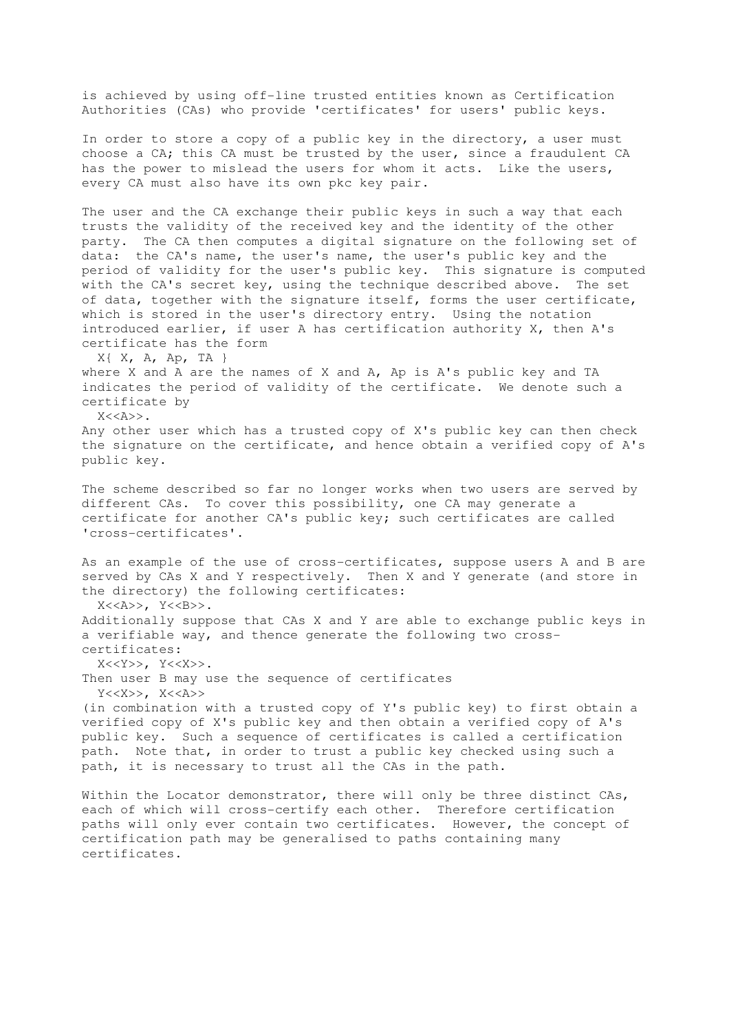is achieved by using off-line trusted entities known as Certification Authorities (CAs) who provide 'certificates' for users' public keys.

In order to store a copy of a public key in the directory, a user must choose a CA; this CA must be trusted by the user, since a fraudulent CA has the power to mislead the users for whom it acts. Like the users, every CA must also have its own pkc key pair.

The user and the CA exchange their public keys in such a way that each trusts the validity of the received key and the identity of the other party. The CA then computes a digital signature on the following set of data: the CA's name, the user's name, the user's public key and the period of validity for the user's public key. This signature is computed with the CA's secret key, using the technique described above. The set of data, together with the signature itself, forms the user certificate, which is stored in the user's directory entry. Using the notation introduced earlier, if user A has certification authority X, then A's certificate has the form

```
  X{ X, A, Ap, TA }
```

where X and A are the names of X and A, Ap is A's public key and TA indicates the period of validity of the certificate. We denote such a certificate by

```
  X<<A>>.
```

Any other user which has a trusted copy of X's public key can then check the signature on the certificate, and hence obtain a verified copy of A's public key.

The scheme described so far no longer works when two users are served by different CAs. To cover this possibility, one CA may generate a certificate for another CA's public key; such certificates are called 'cross-certificates'.

As an example of the use of cross-certificates, suppose users A and B are served by CAs X and Y respectively. Then X and Y generate (and store in the directory) the following certificates:

```
  X<<A>>, Y<<B>>.
```

Additionally suppose that CAs X and Y are able to exchange public keys in a verifiable way, and thence generate the following two cross-certificates:

```
  X<<Y>>, Y<<X>>.
```

Then user B may use the sequence of certificates

```
  Y<<X>>, X<<A>>
```

(in combination with a trusted copy of Y's public key) to first obtain a verified copy of X's public key and then obtain a verified copy of A's public key. Such a sequence of certificates is called a certification path. Note that, in order to trust a public key checked using such a path, it is necessary to trust all the CAs in the path.

Within the Locator demonstrator, there will only be three distinct CAs, each of which will cross-certify each other. Therefore certification paths will only ever contain two certificates. However, the concept of certification path may be generalised to paths containing many certificates.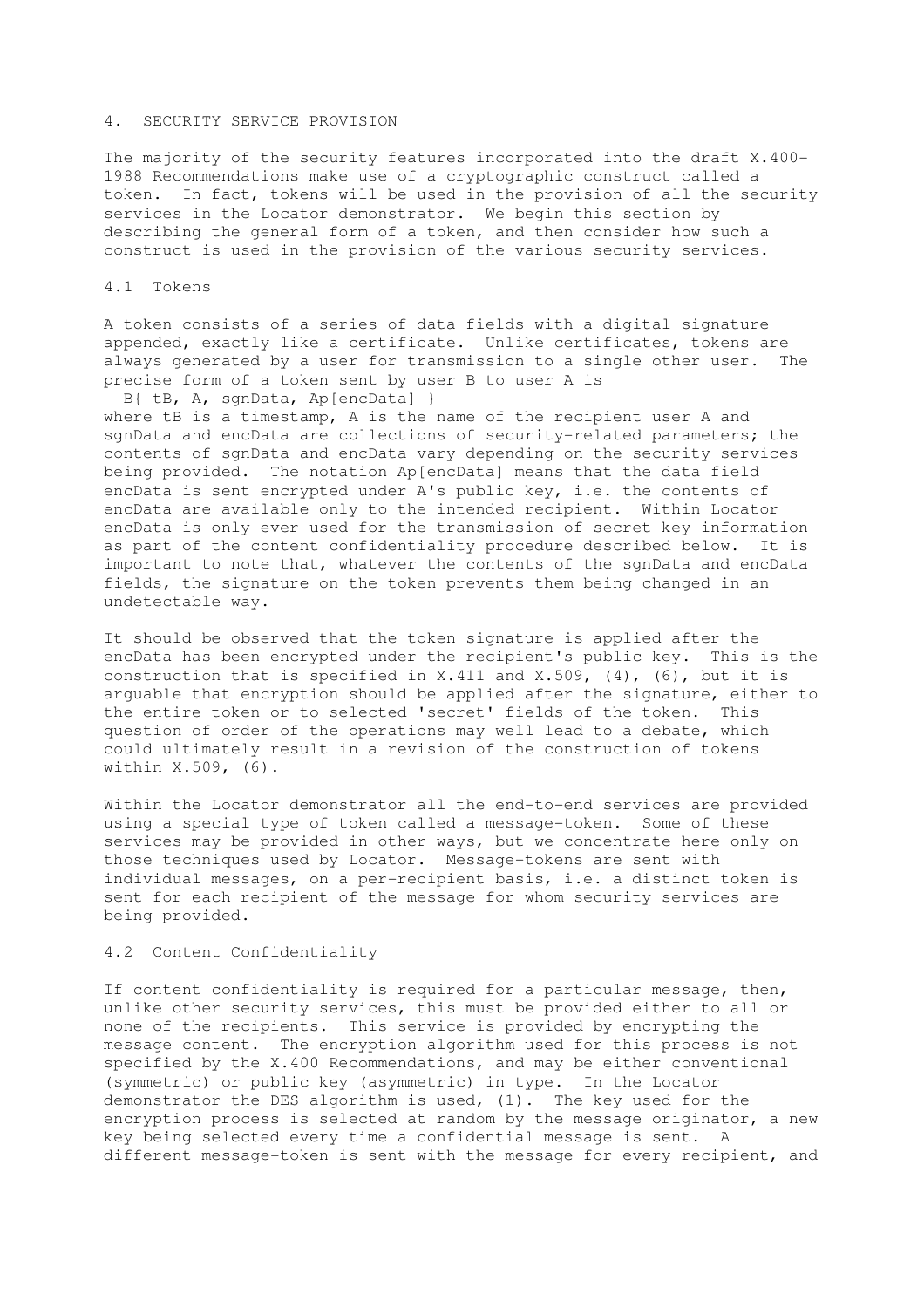## 4. SECURITY SERVICE PROVISION

The majority of the security features incorporated into the draft X.400-1988 Recommendations make use of a cryptographic construct called a token. In fact, tokens will be used in the provision of all the security services in the Locator demonstrator. We begin this section by describing the general form of a token, and then consider how such a construct is used in the provision of the various security services.

### 4.1 Tokens

A token consists of a series of data fields with a digital signature appended, exactly like a certificate. Unlike certificates, tokens are always generated by a user for transmission to a single other user. The precise form of a token sent by user B to user A is

B{ tB, A, sgnData, Ap[encData] }

where tB is a timestamp, A is the name of the recipient user A and sgnData and encData are collections of security-related parameters; the contents of sgnData and encData vary depending on the security services being provided. The notation Ap[encData] means that the data field encData is sent encrypted under A's public key, i.e. the contents of encData are available only to the intended recipient. Within Locator encData is only ever used for the transmission of secret key information as part of the content confidentiality procedure described below. It is important to note that, whatever the contents of the sgnData and encData fields, the signature on the token prevents them being changed in an undetectable way.

It should be observed that the token signature is applied after the encData has been encrypted under the recipient's public key. This is the construction that is specified in X.411 and X.509, (4), (6), but it is arguable that encryption should be applied after the signature, either to the entire token or to selected 'secret' fields of the token. This question of order of the operations may well lead to a debate, which could ultimately result in a revision of the construction of tokens within X.509, (6).

Within the Locator demonstrator all the end-to-end services are provided using a special type of token called a message-token. Some of these services may be provided in other ways, but we concentrate here only on those techniques used by Locator. Message-tokens are sent with individual messages, on a per-recipient basis, i.e. a distinct token is sent for each recipient of the message for whom security services are being provided.

### 4.2 Content Confidentiality

If content confidentiality is required for a particular message, then, unlike other security services, this must be provided either to all or none of the recipients. This service is provided by encrypting the message content. The encryption algorithm used for this process is not specified by the X.400 Recommendations, and may be either conventional (symmetric) or public key (asymmetric) in type. In the Locator demonstrator the DES algorithm is used, (1). The key used for the encryption process is selected at random by the message originator, a new key being selected every time a confidential message is sent. A different message-token is sent with the message for every recipient, and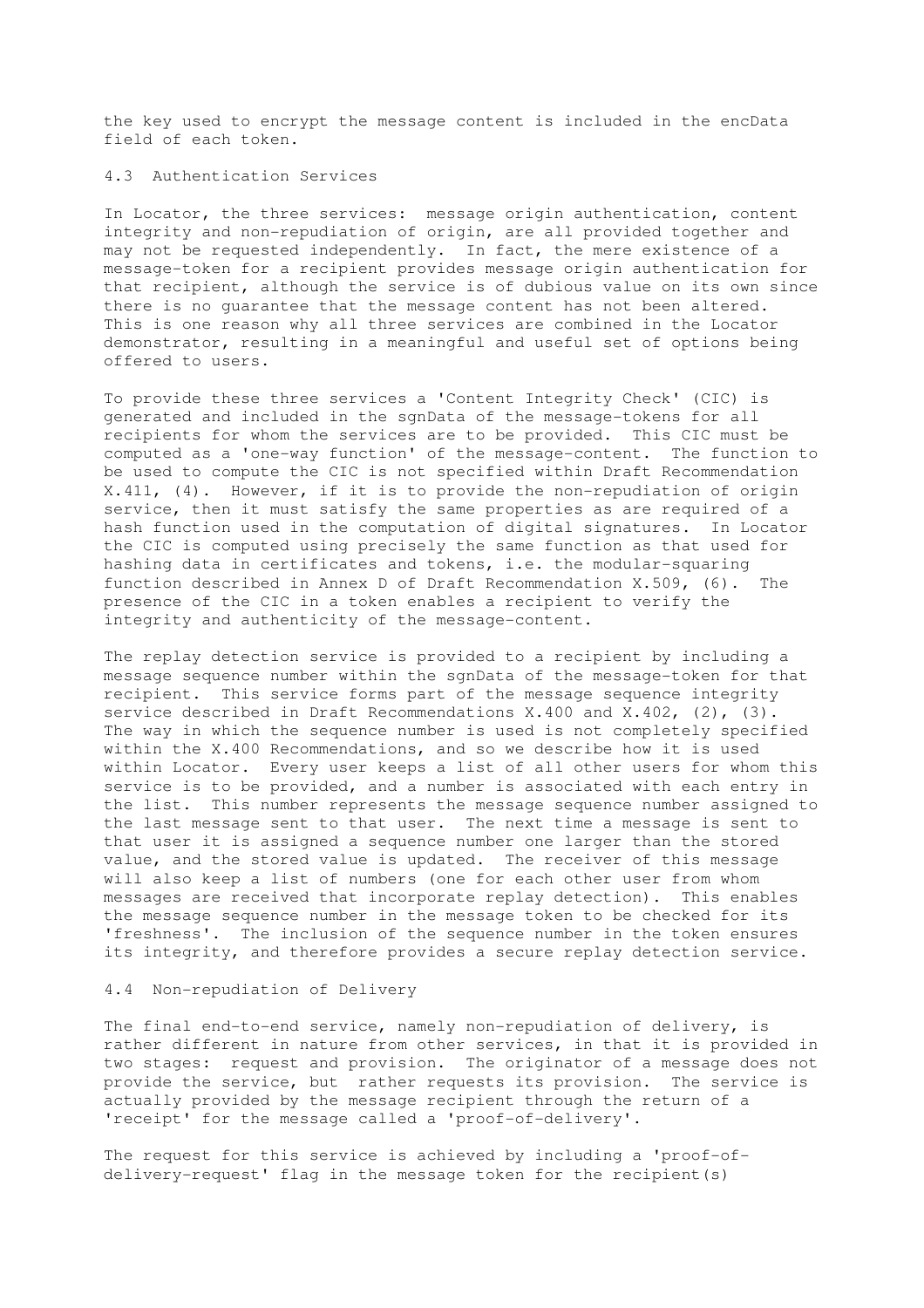the key used to encrypt the message content is included in the encData field of each token.

### 4.3 Authentication Services

In Locator, the three services: message origin authentication, content integrity and non-repudiation of origin, are all provided together and may not be requested independently. In fact, the mere existence of a message-token for a recipient provides message origin authentication for that recipient, although the service is of dubious value on its own since there is no guarantee that the message content has not been altered. This is one reason why all three services are combined in the Locator demonstrator, resulting in a meaningful and useful set of options being offered to users.

To provide these three services a 'Content Integrity Check' (CIC) is generated and included in the sgnData of the message-tokens for all recipients for whom the services are to be provided. This CIC must be computed as a 'one-way function' of the message-content. The function to be used to compute the CIC is not specified within Draft Recommendation X.411, (4). However, if it is to provide the non-repudiation of origin service, then it must satisfy the same properties as are required of a hash function used in the computation of digital signatures. In Locator the CIC is computed using precisely the same function as that used for hashing data in certificates and tokens, i.e. the modular-squaring function described in Annex D of Draft Recommendation X.509, (6). The presence of the CIC in a token enables a recipient to verify the integrity and authenticity of the message-content.

The replay detection service is provided to a recipient by including a message sequence number within the sgnData of the message-token for that recipient. This service forms part of the message sequence integrity service described in Draft Recommendations X.400 and X.402, (2), (3). The way in which the sequence number is used is not completely specified within the X.400 Recommendations, and so we describe how it is used within Locator. Every user keeps a list of all other users for whom this service is to be provided, and a number is associated with each entry in the list. This number represents the message sequence number assigned to the last message sent to that user. The next time a message is sent to that user it is assigned a sequence number one larger than the stored value, and the stored value is updated. The receiver of this message will also keep a list of numbers (one for each other user from whom messages are received that incorporate replay detection). This enables the message sequence number in the message token to be checked for its 'freshness'. The inclusion of the sequence number in the token ensures its integrity, and therefore provides a secure replay detection service.

### 4.4 Non-repudiation of Delivery

The final end-to-end service, namely non-repudiation of delivery, is rather different in nature from other services, in that it is provided in two stages: request and provision. The originator of a message does not provide the service, but rather requests its provision. The service is actually provided by the message recipient through the return of a 'receipt' for the message called a 'proof-of-delivery'.

The request for this service is achieved by including a 'proof-of-delivery-request' flag in the message token for the recipient(s)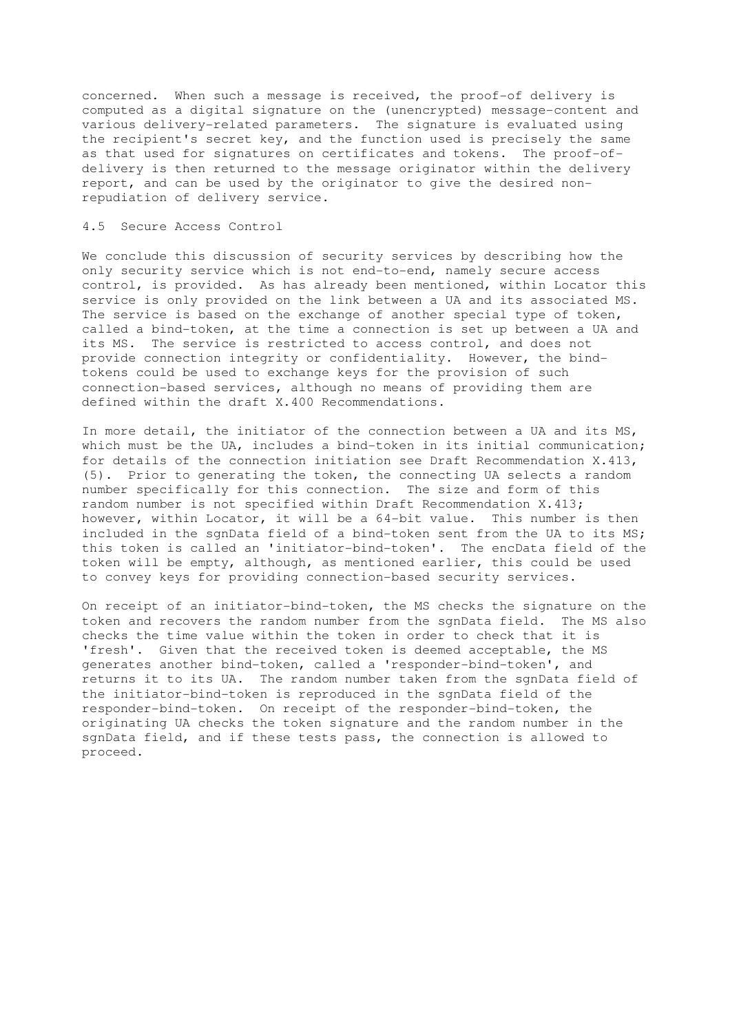concerned. When such a message is received, the proof-of delivery is computed as a digital signature on the (unencrypted) message-content and various delivery-related parameters. The signature is evaluated using the recipient's secret key, and the function used is precisely the same as that used for signatures on certificates and tokens. The proof-of-delivery is then returned to the message originator within the delivery report, and can be used by the originator to give the desired non-repudiation of delivery service.

## 4.5 Secure Access Control

We conclude this discussion of security services by describing how the only security service which is not end-to-end, namely secure access control, is provided. As has already been mentioned, within Locator this service is only provided on the link between a UA and its associated MS. The service is based on the exchange of another special type of token, called a bind-token, at the time a connection is set up between a UA and its MS. The service is restricted to access control, and does not provide connection integrity or confidentiality. However, the bind-tokens could be used to exchange keys for the provision of such connection-based services, although no means of providing them are defined within the draft X.400 Recommendations.

In more detail, the initiator of the connection between a UA and its MS, which must be the UA, includes a bind-token in its initial communication; for details of the connection initiation see Draft Recommendation X.413, (5). Prior to generating the token, the connecting UA selects a random number specifically for this connection. The size and form of this random number is not specified within Draft Recommendation X.413; however, within Locator, it will be a 64-bit value. This number is then included in the sgnData field of a bind-token sent from the UA to its MS; this token is called an 'initiator-bind-token'. The encData field of the token will be empty, although, as mentioned earlier, this could be used to convey keys for providing connection-based security services.

On receipt of an initiator-bind-token, the MS checks the signature on the token and recovers the random number from the sgnData field. The MS also checks the time value within the token in order to check that it is 'fresh'. Given that the received token is deemed acceptable, the MS generates another bind-token, called a 'responder-bind-token', and returns it to its UA. The random number taken from the sgnData field of the initiator-bind-token is reproduced in the sgnData field of the responder-bind-token. On receipt of the responder-bind-token, the originating UA checks the token signature and the random number in the sgnData field, and if these tests pass, the connection is allowed to proceed.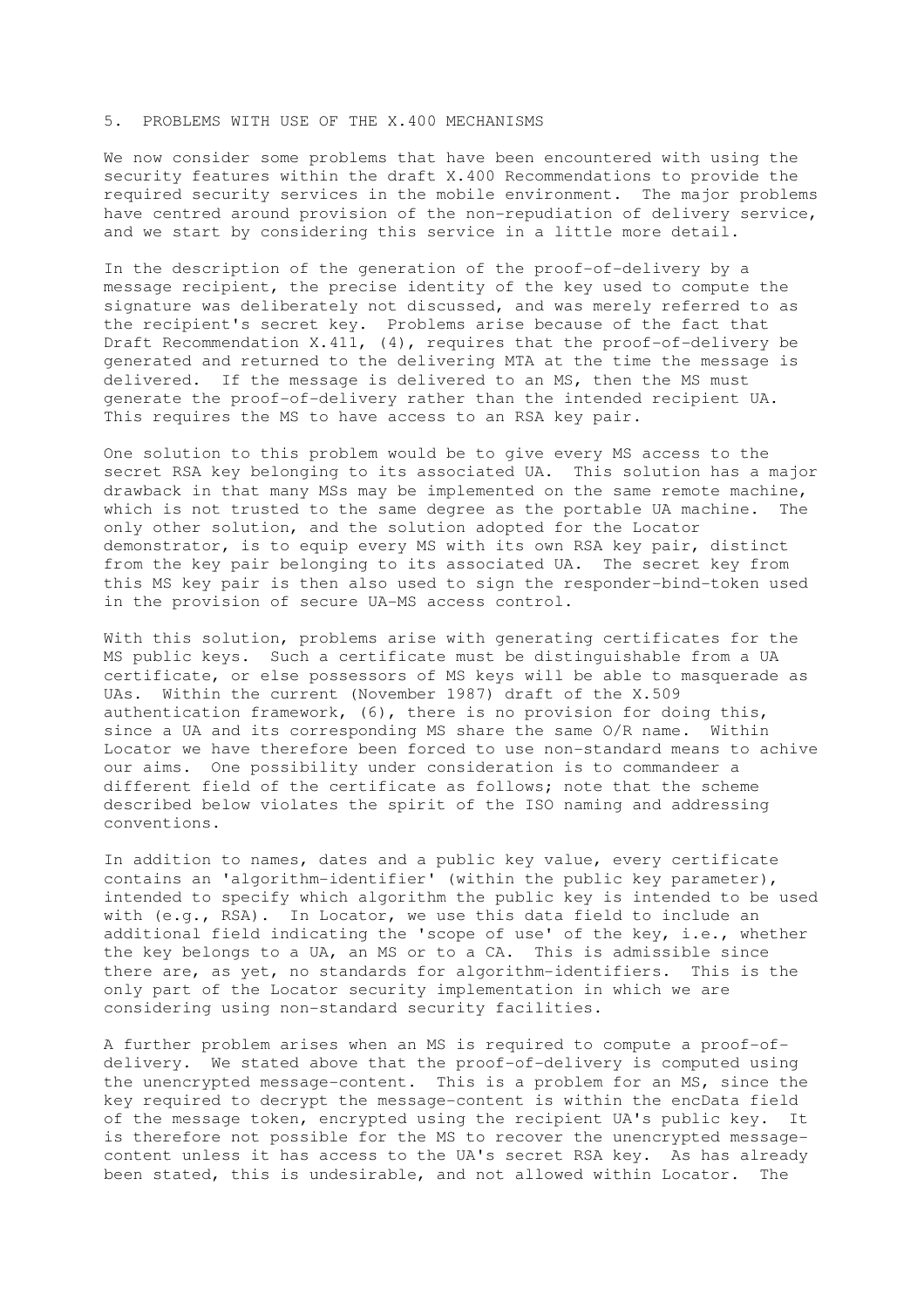## 5. PROBLEMS WITH USE OF THE X.400 MECHANISMS

We now consider some problems that have been encountered with using the security features within the draft X.400 Recommendations to provide the required security services in the mobile environment. The major problems have centred around provision of the non-repudiation of delivery service, and we start by considering this service in a little more detail.

In the description of the generation of the proof-of-delivery by a message recipient, the precise identity of the key used to compute the signature was deliberately not discussed, and was merely referred to as the recipient's secret key. Problems arise because of the fact that Draft Recommendation X.411, (4), requires that the proof-of-delivery be generated and returned to the delivering MTA at the time the message is delivered. If the message is delivered to an MS, then the MS must generate the proof-of-delivery rather than the intended recipient UA. This requires the MS to have access to an RSA key pair.

One solution to this problem would be to give every MS access to the secret RSA key belonging to its associated UA. This solution has a major drawback in that many MSs may be implemented on the same remote machine, which is not trusted to the same degree as the portable UA machine. The only other solution, and the solution adopted for the Locator demonstrator, is to equip every MS with its own RSA key pair, distinct from the key pair belonging to its associated UA. The secret key from this MS key pair is then also used to sign the responder-bind-token used in the provision of secure UA-MS access control.

With this solution, problems arise with generating certificates for the MS public keys. Such a certificate must be distinguishable from a UA certificate, or else possessors of MS keys will be able to masquerade as UAs. Within the current (November 1987) draft of the X.509 authentication framework, (6), there is no provision for doing this, since a UA and its corresponding MS share the same O/R name. Within Locator we have therefore been forced to use non-standard means to achive our aims. One possibility under consideration is to commandeer a different field of the certificate as follows; note that the scheme described below violates the spirit of the ISO naming and addressing conventions.

In addition to names, dates and a public key value, every certificate contains an 'algorithm-identifier' (within the public key parameter), intended to specify which algorithm the public key is intended to be used with (e.g., RSA). In Locator, we use this data field to include an additional field indicating the 'scope of use' of the key, i.e., whether the key belongs to a UA, an MS or to a CA. This is admissible since there are, as yet, no standards for algorithm-identifiers. This is the only part of the Locator security implementation in which we are considering using non-standard security facilities.

A further problem arises when an MS is required to compute a proof-of-delivery. We stated above that the proof-of-delivery is computed using the unencrypted message-content. This is a problem for an MS, since the key required to decrypt the message-content is within the encData field of the message token, encrypted using the recipient UA's public key. It is therefore not possible for the MS to recover the unencrypted message-content unless it has access to the UA's secret RSA key. As has already been stated, this is undesirable, and not allowed within Locator. The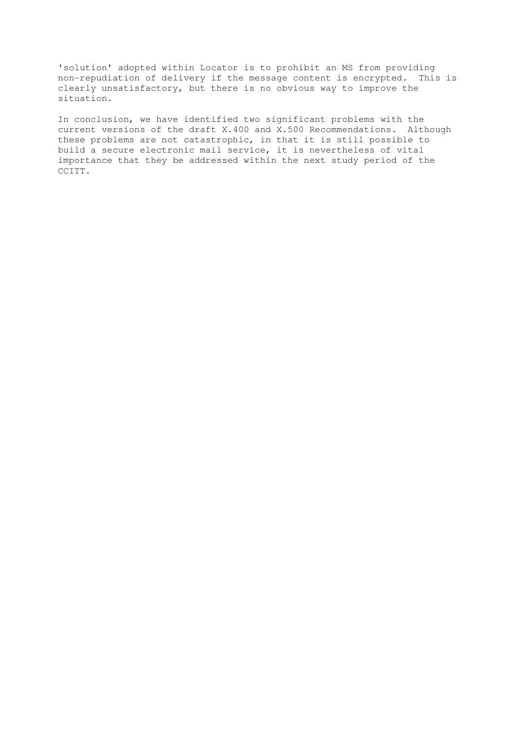'solution' adopted within Locator is to prohibit an MS from providing non-repudiation of delivery if the message content is encrypted. This is clearly unsatisfactory, but there is no obvious way to improve the situation.

In conclusion, we have identified two significant problems with the current versions of the draft X.400 and X.500 Recommendations. Although these problems are not catastrophic, in that it is still possible to build a secure electronic mail service, it is nevertheless of vital importance that they be addressed within the next study period of the CCITT.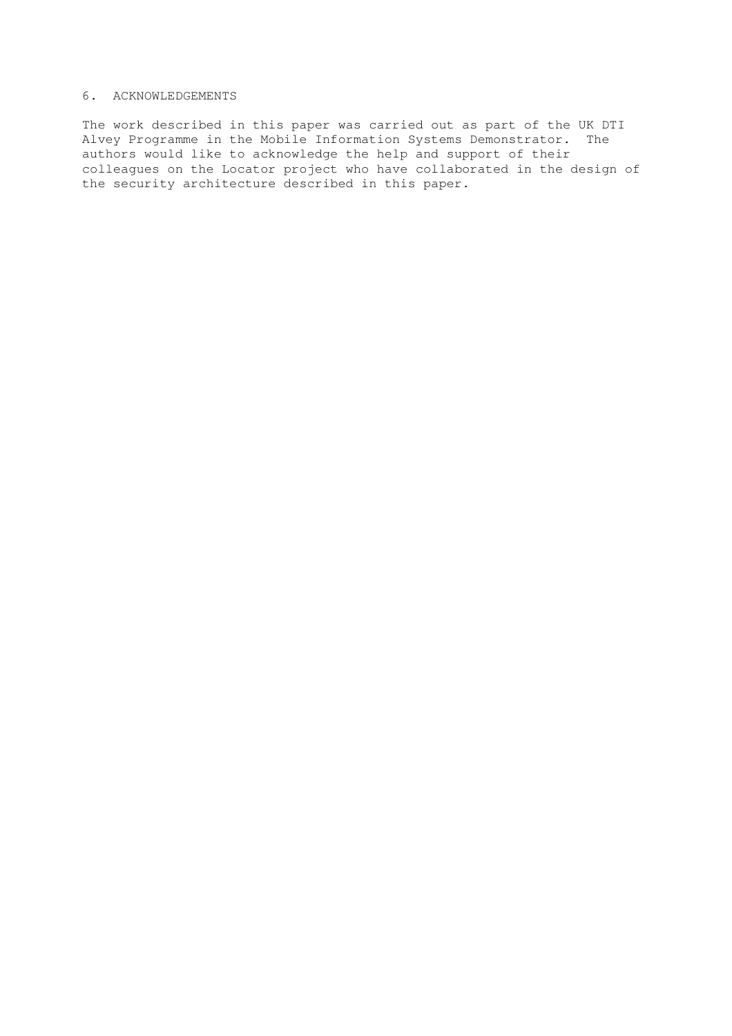## 6. ACKNOWLEDGEMENTS

The work described in this paper was carried out as part of the UK DTI Alvey Programme in the Mobile Information Systems Demonstrator. The authors would like to acknowledge the help and support of their colleagues on the Locator project who have collaborated in the design of the security architecture described in this paper.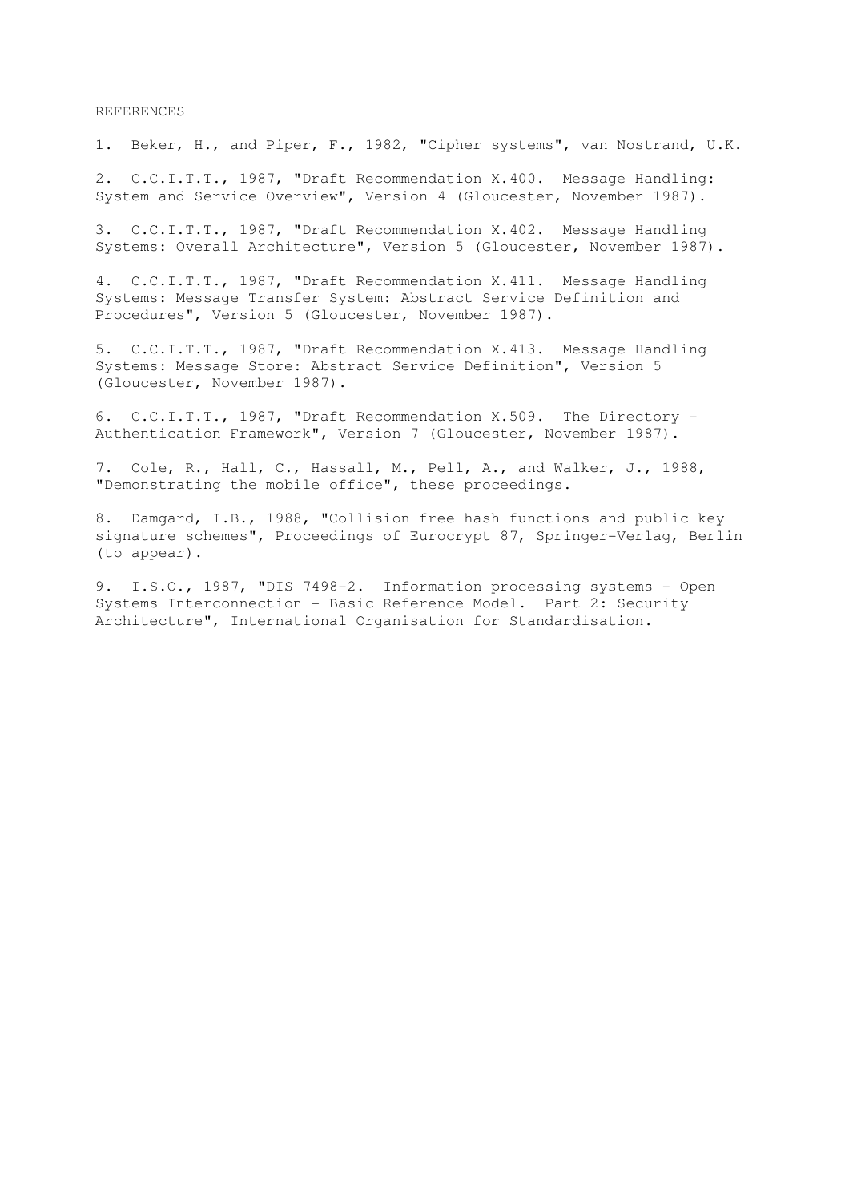## REFERENCES

1. Beker, H., and Piper, F., 1982, "Cipher systems", van Nostrand, U.K.

2. C.C.I.T.T., 1987, "Draft Recommendation X.400. Message Handling: System and Service Overview", Version 4 (Gloucester, November 1987).

3. C.C.I.T.T., 1987, "Draft Recommendation X.402. Message Handling Systems: Overall Architecture", Version 5 (Gloucester, November 1987).

4. C.C.I.T.T., 1987, "Draft Recommendation X.411. Message Handling Systems: Message Transfer System: Abstract Service Definition and Procedures", Version 5 (Gloucester, November 1987).

5. C.C.I.T.T., 1987, "Draft Recommendation X.413. Message Handling Systems: Message Store: Abstract Service Definition", Version 5 (Gloucester, November 1987).

6. C.C.I.T.T., 1987, "Draft Recommendation X.509. The Directory - Authentication Framework", Version 7 (Gloucester, November 1987).

7. Cole, R., Hall, C., Hassall, M., Pell, A., and Walker, J., 1988, "Demonstrating the mobile office", these proceedings.

8. Damgard, I.B., 1988, "Collision free hash functions and public key signature schemes", Proceedings of Eurocrypt 87, Springer-Verlag, Berlin (to appear).

9. I.S.O., 1987, "DIS 7498-2. Information processing systems - Open Systems Interconnection - Basic Reference Model. Part 2: Security Architecture", International Organisation for Standardisation.